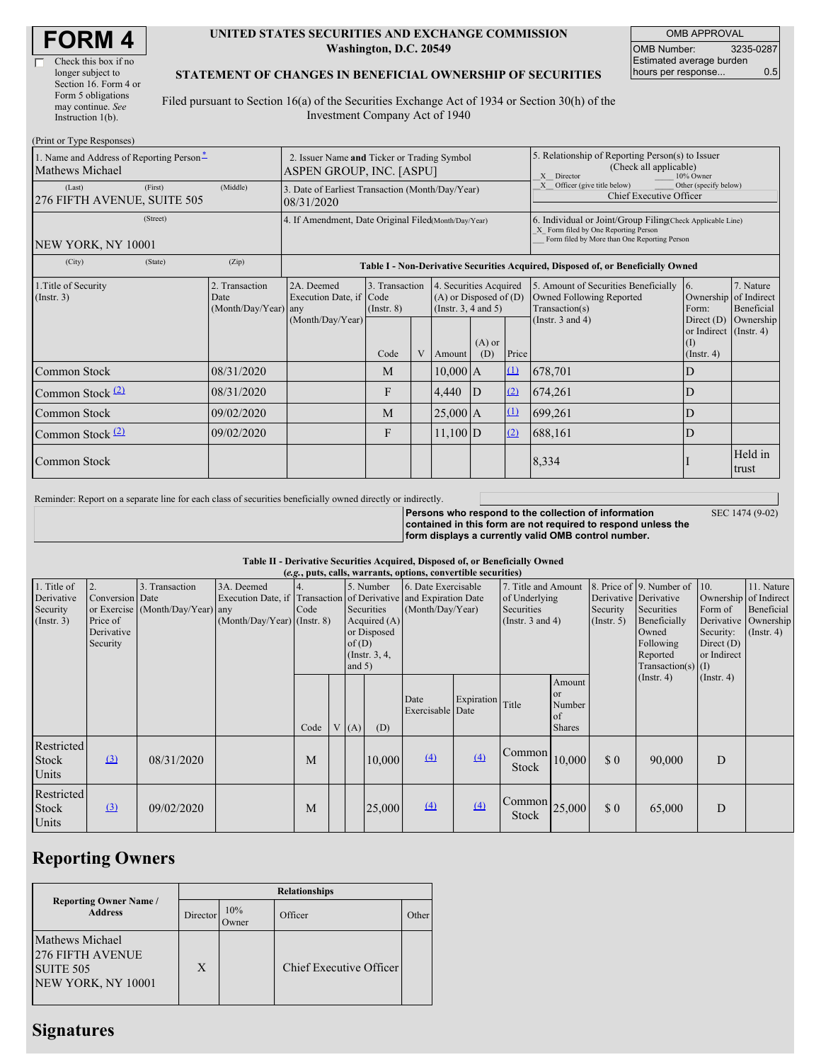# FORM 4

☐ Check this box if no longer subject to Section 16. Form 4 or Form 5 obligations may continue. *See* Instruction 1(b).

**UNITED STATES SECURITIES AND EXCHANGE COMMISSION**
**Washington, D.C. 20549**

**STATEMENT OF CHANGES IN BENEFICIAL OWNERSHIP OF SECURITIES**

Filed pursuant to Section 16(a) of the Securities Exchange Act of 1934 or Section 30(h) of the Investment Company Act of 1940

| OMB APPROVAL | |
|---|---|
| OMB Number: | 3235-0287 |
| Estimated average burden hours per response... | 0.5 |

(Print or Type Responses)

| | | |
|---|---|---|
| 1. Name and Address of Reporting Person* Mathews Michael | 2. Issuer Name **and** Ticker or Trading Symbol ASPEN GROUP, INC. [ASPU] | 5. Relationship of Reporting Person(s) to Issuer (Check all applicable) _X_ Director ___ 10% Owner _X_ Officer (give title below) ___ Other (specify below) Chief Executive Officer |
| (Last) (First) (Middle) 276 FIFTH AVENUE, SUITE 505 | 3. Date of Earliest Transaction (Month/Day/Year) 08/31/2020 | |
| (Street) NEW YORK, NY 10001 | 4. If Amendment, Date Original Filed (Month/Day/Year) | 6. Individual or Joint/Group Filing (Check Applicable Line) _X_ Form filed by One Reporting Person ___ Form filed by More than One Reporting Person |
| (City) (State) (Zip) | | |

**Table I - Non-Derivative Securities Acquired, Disposed of, or Beneficially Owned**

| 1.Title of Security (Instr. 3) | 2. Transaction Date (Month/Day/Year) | 2A. Deemed Execution Date, if any (Month/Day/Year) | 3. Transaction Code (Instr. 8) | | 4. Securities Acquired (A) or Disposed of (D) (Instr. 3, 4 and 5) | | | 5. Amount of Securities Beneficially Owned Following Reported Transaction(s) (Instr. 3 and 4) | 6. Ownership Form: Direct (D) or Indirect (I) (Instr. 4) | 7. Nature of Indirect Beneficial Ownership (Instr. 4) |
|---|---|---|---|---|---|---|---|---|---|---|
| | | | Code | V | Amount | (A) or (D) | Price | | | |
| Common Stock | 08/31/2020 | | M | | 10,000 | A | (1) | 678,701 | D | |
| Common Stock (2) | 08/31/2020 | | F | | 4,440 | D | (2) | 674,261 | D | |
| Common Stock | 09/02/2020 | | M | | 25,000 | A | (1) | 699,261 | D | |
| Common Stock (2) | 09/02/2020 | | F | | 11,100 | D | (2) | 688,161 | D | |
| Common Stock | | | | | | | | 8,334 | I | Held in trust |

Reminder: Report on a separate line for each class of securities beneficially owned directly or indirectly.

**Persons who respond to the collection of information contained in this form are not required to respond unless the form displays a currently valid OMB control number.** SEC 1474 (9-02)

**Table II - Derivative Securities Acquired, Disposed of, or Beneficially Owned**
***(e.g., puts, calls, warrants, options, convertible securities)***

| 1. Title of Derivative Security (Instr. 3) | 2. Conversion or Exercise Price of Derivative Security | 3. Transaction Date (Month/Day/Year) | 3A. Deemed Execution Date, if any (Month/Day/Year) | 4. Transaction Code (Instr. 8) | | 5. Number of Derivative Securities Acquired (A) or Disposed of (D) (Instr. 3, 4, and 5) | | 6. Date Exercisable and Expiration Date (Month/Day/Year) | | 7. Title and Amount of Underlying Securities (Instr. 3 and 4) | | 8. Price of Derivative Security (Instr. 5) | 9. Number of Derivative Securities Beneficially Owned Following Reported Transaction(s) (Instr. 4) | 10. Ownership Form of Derivative Security: Direct (D) or Indirect (I) (Instr. 4) | 11. Nature of Indirect Beneficial Ownership (Instr. 4) |
|---|---|---|---|---|---|---|---|---|---|---|---|---|---|---|---|
| | | | | Code | V | (A) | (D) | Date Exercisable | Expiration Date | Title | Amount or Number of Shares | | | | |
| Restricted Stock Units | (3) | 08/31/2020 | | M | | | 10,000 | (4) | (4) | Common Stock | 10,000 | $ 0 | 90,000 | D | |
| Restricted Stock Units | (3) | 09/02/2020 | | M | | | 25,000 | (4) | (4) | Common Stock | 25,000 | $ 0 | 65,000 | D | |

## Reporting Owners

| Reporting Owner Name / Address | Relationships | | | |
|---|---|---|---|---|
| | Director | 10% Owner | Officer | Other |
| Mathews Michael 276 FIFTH AVENUE SUITE 505 NEW YORK, NY 10001 | X | | Chief Executive Officer | |

## Signatures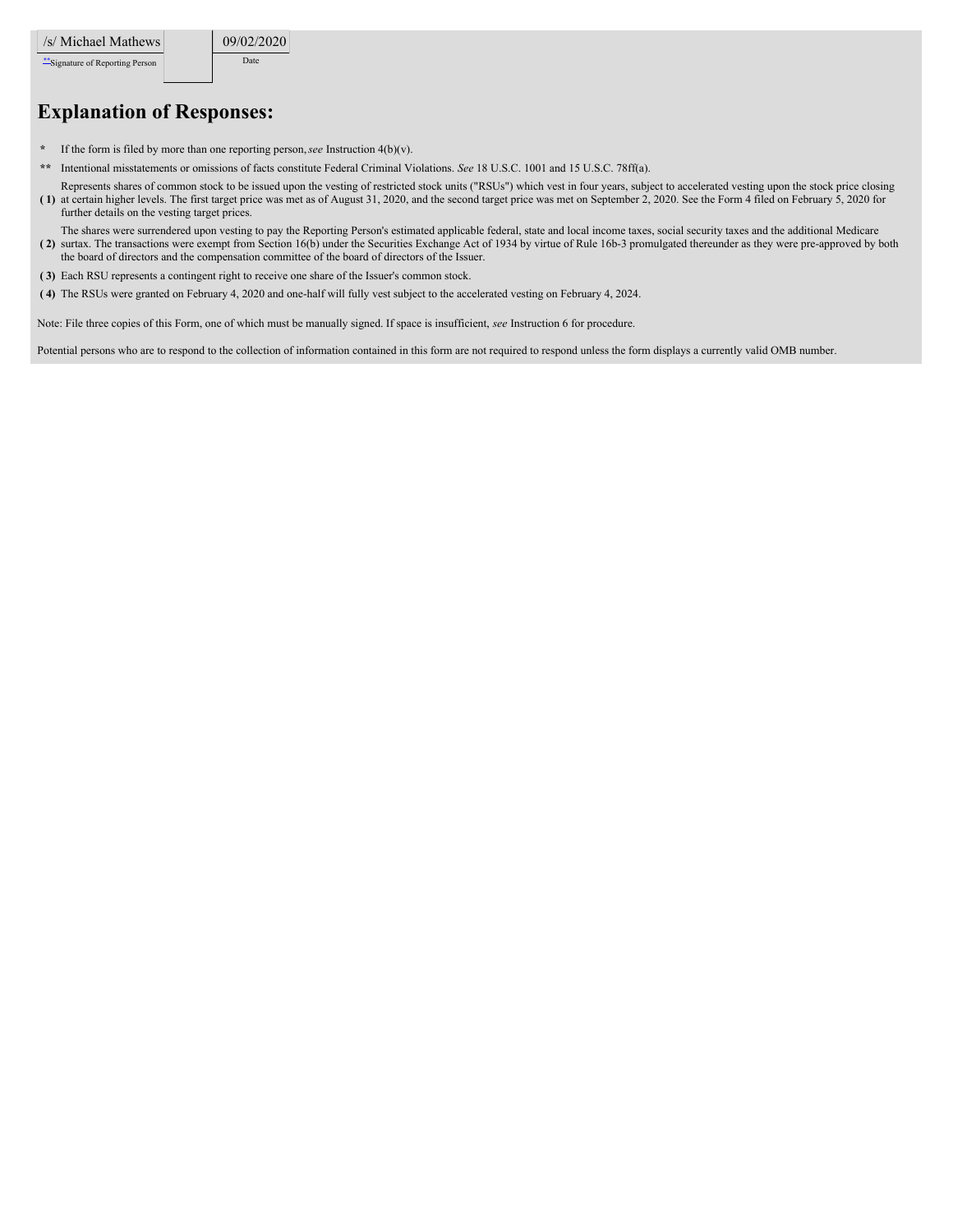| /s/ Michael Mathews | | 09/02/2020 |
| --- | --- | --- |
| **Signature of Reporting Person | | Date |

## Explanation of Responses:

\* If the form is filed by more than one reporting person, *see* Instruction 4(b)(v).

\*\* Intentional misstatements or omissions of facts constitute Federal Criminal Violations. *See* 18 U.S.C. 1001 and 15 U.S.C. 78ff(a).

( 1) Represents shares of common stock to be issued upon the vesting of restricted stock units ("RSUs") which vest in four years, subject to accelerated vesting upon the stock price closing at certain higher levels. The first target price was met as of August 31, 2020, and the second target price was met on September 2, 2020. See the Form 4 filed on February 5, 2020 for further details on the vesting target prices.

( 2) The shares were surrendered upon vesting to pay the Reporting Person's estimated applicable federal, state and local income taxes, social security taxes and the additional Medicare surtax. The transactions were exempt from Section 16(b) under the Securities Exchange Act of 1934 by virtue of Rule 16b-3 promulgated thereunder as they were pre-approved by both the board of directors and the compensation committee of the board of directors of the Issuer.

( 3) Each RSU represents a contingent right to receive one share of the Issuer's common stock.

( 4) The RSUs were granted on February 4, 2020 and one-half will fully vest subject to the accelerated vesting on February 4, 2024.

Note: File three copies of this Form, one of which must be manually signed. If space is insufficient, *see* Instruction 6 for procedure.

Potential persons who are to respond to the collection of information contained in this form are not required to respond unless the form displays a currently valid OMB number.